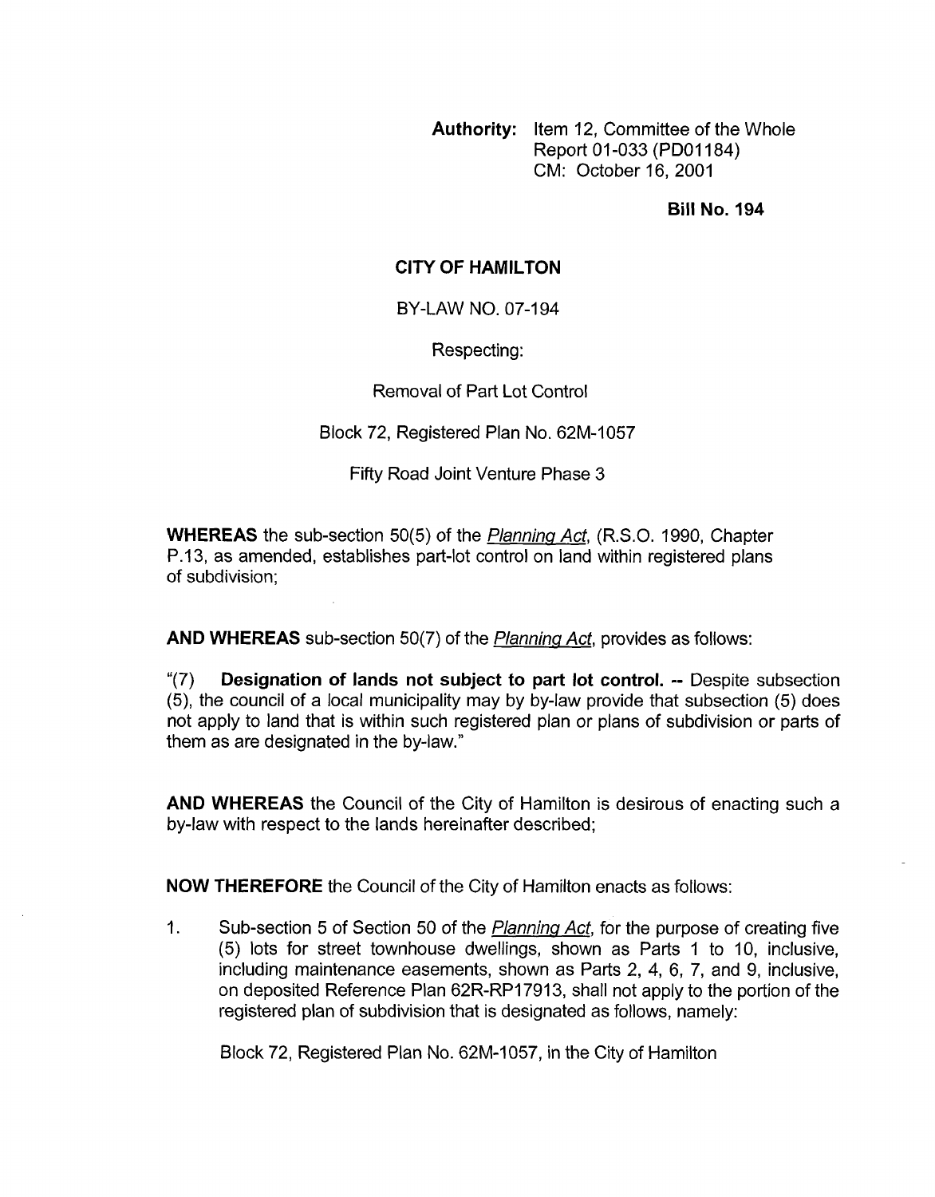**Authority:** Item 12, Committee of the Whole
Report 01-033 (PD01184)
CM: October 16, 2001

**Bill No. 194**

**CITY OF HAMILTON**

BY-LAW NO. 07-194

Respecting:

Removal of Part Lot Control

Block 72, Registered Plan No. 62M-1057

Fifty Road Joint Venture Phase 3

**WHEREAS** the sub-section 50(5) of the Planning Act, (R.S.O. 1990, Chapter P.13, as amended, establishes part-lot control on land within registered plans of subdivision;

**AND WHEREAS** sub-section 50(7) of the Planning Act, provides as follows:

"(7) **Designation of lands not subject to part lot control. --** Despite subsection (5), the council of a local municipality may by by-law provide that subsection (5) does not apply to land that is within such registered plan or plans of subdivision or parts of them as are designated in the by-law."

**AND WHEREAS** the Council of the City of Hamilton is desirous of enacting such a by-law with respect to the lands hereinafter described;

**NOW THEREFORE** the Council of the City of Hamilton enacts as follows:

1. Sub-section 5 of Section 50 of the Planning Act, for the purpose of creating five (5) lots for street townhouse dwellings, shown as Parts 1 to 10, inclusive, including maintenance easements, shown as Parts 2, 4, 6, 7, and 9, inclusive, on deposited Reference Plan 62R-RP17913, shall not apply to the portion of the registered plan of subdivision that is designated as follows, namely:

   Block 72, Registered Plan No. 62M-1057, in the City of Hamilton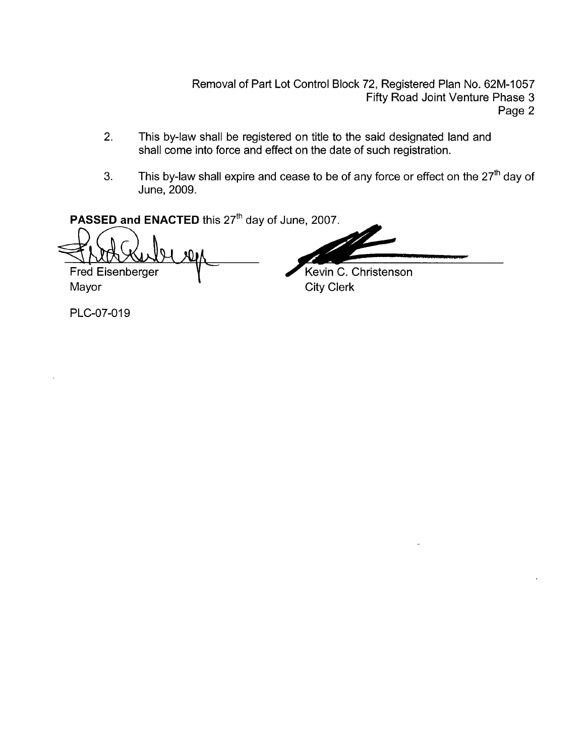2. This by-law shall be registered on title to the said designated land and shall come into force and effect on the date of such registration.

3. This by-law shall expire and cease to be of any force or effect on the 27th day of June, 2009.

**PASSED and ENACTED** this 27th day of June, 2007.

Fred Eisenberger
Mayor

Kevin C. Christenson
City Clerk

PLC-07-019